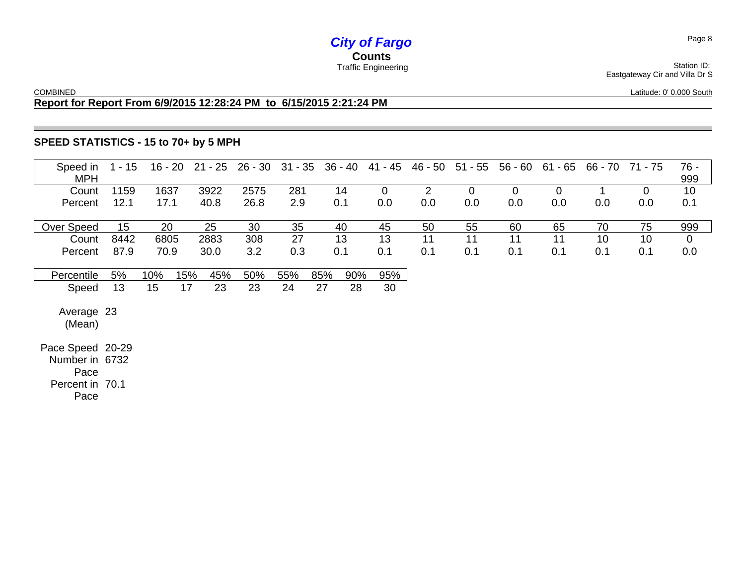# *City of Fargo*

**Counts**

Traffic Engineering

Station ID:
Eastgateway Cir and Villa Dr S

COMBINED

Latitude: 0' 0.000 South

**Report for Report From 6/9/2015 12:28:24 PM to 6/15/2015 2:21:24 PM**

## SPEED STATISTICS - 15 to 70+ by 5 MPH

| Speed in MPH | 1 - 15 | 16 - 20 | 21 - 25 | 26 - 30 | 31 - 35 | 36 - 40 | 41 - 45 | 46 - 50 | 51 - 55 | 56 - 60 | 61 - 65 | 66 - 70 | 71 - 75 | 76 - 999 |
|---|---|---|---|---|---|---|---|---|---|---|---|---|---|---|
| Count | 1159 | 1637 | 3922 | 2575 | 281 | 14 | 0 | 2 | 0 | 0 | 0 | 1 | 0 | 10 |
| Percent | 12.1 | 17.1 | 40.8 | 26.8 | 2.9 | 0.1 | 0.0 | 0.0 | 0.0 | 0.0 | 0.0 | 0.0 | 0.0 | 0.1 |

| Over Speed | 15 | 20 | 25 | 30 | 35 | 40 | 45 | 50 | 55 | 60 | 65 | 70 | 75 | 999 |
|---|---|---|---|---|---|---|---|---|---|---|---|---|---|---|
| Count | 8442 | 6805 | 2883 | 308 | 27 | 13 | 13 | 11 | 11 | 11 | 11 | 10 | 10 | 0 |
| Percent | 87.9 | 70.9 | 30.0 | 3.2 | 0.3 | 0.1 | 0.1 | 0.1 | 0.1 | 0.1 | 0.1 | 0.1 | 0.1 | 0.0 |

| Percentile | 5% | 10% | 15% | 45% | 50% | 55% | 85% | 90% | 95% |
|---|---|---|---|---|---|---|---|---|---|
| Speed | 13 | 15 | 17 | 23 | 23 | 24 | 27 | 28 | 30 |

Average (Mean) 23

Pace Speed 20-29

Number in Pace 6732

Percent in Pace 70.1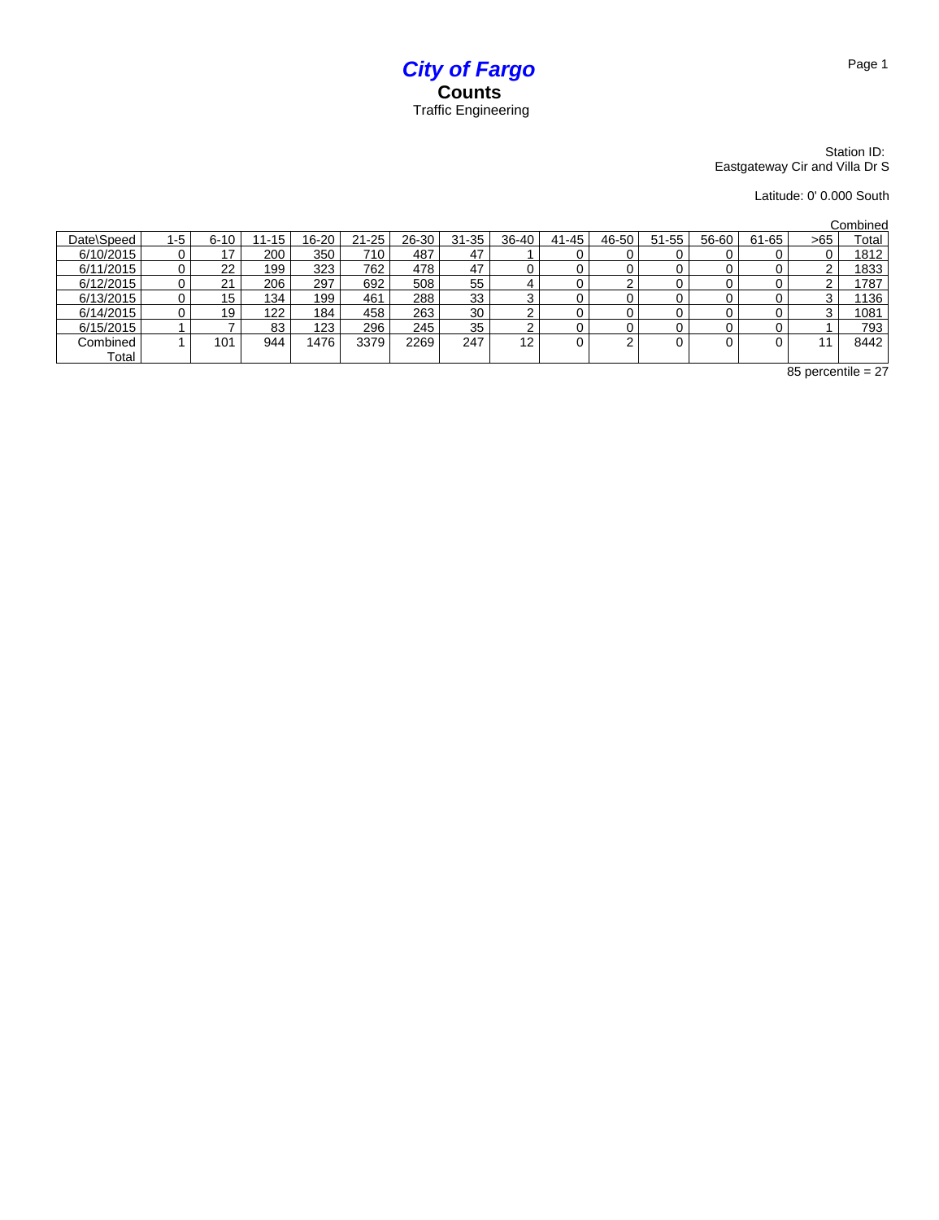# *City of Fargo*

## Counts

Traffic Engineering

Station ID:
Eastgateway Cir and Villa Dr S

Latitude: 0' 0.000 South

| Date\Speed | 1-5 | 6-10 | 11-15 | 16-20 | 21-25 | 26-30 | 31-35 | 36-40 | 41-45 | 46-50 | 51-55 | 56-60 | 61-65 | >65 | Combined Total |
|---|---|---|---|---|---|---|---|---|---|---|---|---|---|---|---|
| 6/10/2015 | 0 | 17 | 200 | 350 | 710 | 487 | 47 | 1 | 0 | 0 | 0 | 0 | 0 | 0 | 1812 |
| 6/11/2015 | 0 | 22 | 199 | 323 | 762 | 478 | 47 | 0 | 0 | 0 | 0 | 0 | 0 | 2 | 1833 |
| 6/12/2015 | 0 | 21 | 206 | 297 | 692 | 508 | 55 | 4 | 0 | 2 | 0 | 0 | 0 | 2 | 1787 |
| 6/13/2015 | 0 | 15 | 134 | 199 | 461 | 288 | 33 | 3 | 0 | 0 | 0 | 0 | 0 | 3 | 1136 |
| 6/14/2015 | 0 | 19 | 122 | 184 | 458 | 263 | 30 | 2 | 0 | 0 | 0 | 0 | 0 | 3 | 1081 |
| 6/15/2015 | 1 | 7 | 83 | 123 | 296 | 245 | 35 | 2 | 0 | 0 | 0 | 0 | 0 | 1 | 793 |
| Combined Total | 1 | 101 | 944 | 1476 | 3379 | 2269 | 247 | 12 | 0 | 2 | 0 | 0 | 0 | 11 | 8442 |

85 percentile = 27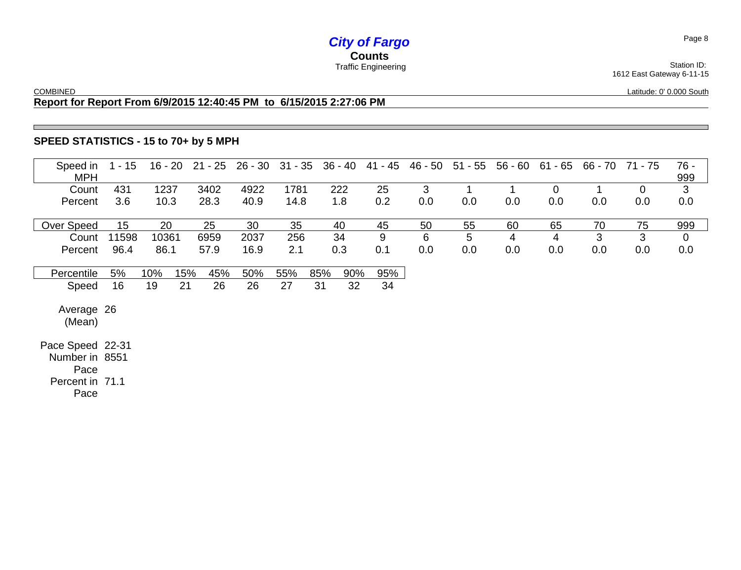# *City of Fargo*

**Counts**

Traffic Engineering

Station ID:
1612 East Gateway 6-11-15

COMBINED

Latitude: 0' 0.000 South

## Report for Report From 6/9/2015 12:40:45 PM to 6/15/2015 2:27:06 PM

### SPEED STATISTICS - 15 to 70+ by 5 MPH

| Speed in MPH | 1 - 15 | 16 - 20 | 21 - 25 | 26 - 30 | 31 - 35 | 36 - 40 | 41 - 45 | 46 - 50 | 51 - 55 | 56 - 60 | 61 - 65 | 66 - 70 | 71 - 75 | 76 - 999 |
|---|---|---|---|---|---|---|---|---|---|---|---|---|---|---|
| Count | 431 | 1237 | 3402 | 4922 | 1781 | 222 | 25 | 3 | 1 | 1 | 0 | 1 | 0 | 3 |
| Percent | 3.6 | 10.3 | 28.3 | 40.9 | 14.8 | 1.8 | 0.2 | 0.0 | 0.0 | 0.0 | 0.0 | 0.0 | 0.0 | 0.0 |

| Over Speed | 15 | 20 | 25 | 30 | 35 | 40 | 45 | 50 | 55 | 60 | 65 | 70 | 75 | 999 |
|---|---|---|---|---|---|---|---|---|---|---|---|---|---|---|
| Count | 11598 | 10361 | 6959 | 2037 | 256 | 34 | 9 | 6 | 5 | 4 | 4 | 3 | 3 | 0 |
| Percent | 96.4 | 86.1 | 57.9 | 16.9 | 2.1 | 0.3 | 0.1 | 0.0 | 0.0 | 0.0 | 0.0 | 0.0 | 0.0 | 0.0 |

| Percentile | 5% | 10% | 15% | 45% | 50% | 55% | 85% | 90% | 95% |
|---|---|---|---|---|---|---|---|---|---|
| Speed | 16 | 19 | 21 | 26 | 26 | 27 | 31 | 32 | 34 |

Average (Mean) 26

Pace Speed 22-31

Number in Pace 8551

Percent in Pace 71.1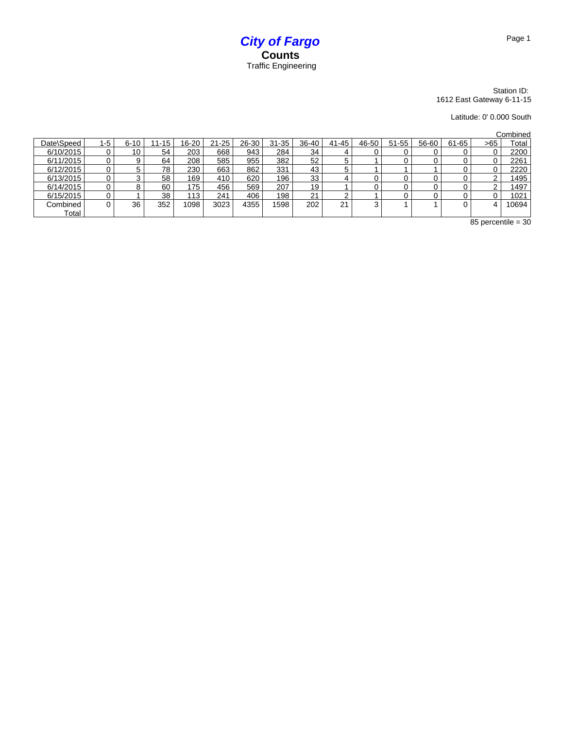# *City of Fargo*

## Counts

Traffic Engineering

Station ID:
1612 East Gateway 6-11-15

Latitude: 0' 0.000 South

Combined

| Date\Speed | 1-5 | 6-10 | 11-15 | 16-20 | 21-25 | 26-30 | 31-35 | 36-40 | 41-45 | 46-50 | 51-55 | 56-60 | 61-65 | >65 | Total |
|---|---|---|---|---|---|---|---|---|---|---|---|---|---|---|---|
| 6/10/2015 | 0 | 10 | 54 | 203 | 668 | 943 | 284 | 34 | 4 | 0 | 0 | 0 | 0 | 0 | 2200 |
| 6/11/2015 | 0 | 9 | 64 | 208 | 585 | 955 | 382 | 52 | 5 | 1 | 0 | 0 | 0 | 0 | 2261 |
| 6/12/2015 | 0 | 5 | 78 | 230 | 663 | 862 | 331 | 43 | 5 | 1 | 1 | 1 | 0 | 0 | 2220 |
| 6/13/2015 | 0 | 3 | 58 | 169 | 410 | 620 | 196 | 33 | 4 | 0 | 0 | 0 | 0 | 2 | 1495 |
| 6/14/2015 | 0 | 8 | 60 | 175 | 456 | 569 | 207 | 19 | 1 | 0 | 0 | 0 | 0 | 2 | 1497 |
| 6/15/2015 | 0 | 1 | 38 | 113 | 241 | 406 | 198 | 21 | 2 | 1 | 0 | 0 | 0 | 0 | 1021 |
| Combined Total | 0 | 36 | 352 | 1098 | 3023 | 4355 | 1598 | 202 | 21 | 3 | 1 | 1 | 0 | 4 | 10694 |

85 percentile = 30